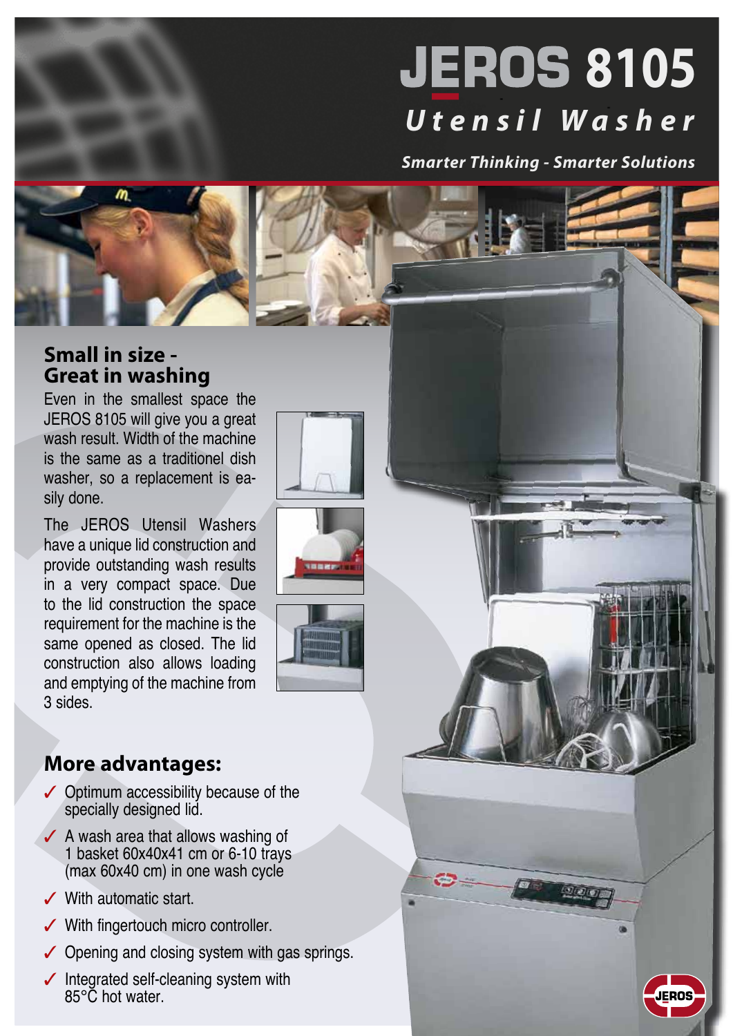# JEROS 8105

## *Utensil Washer*

***Smarter Thinking - Smarter Solutions***

## Small in size - Great in washing

Even in the smallest space the JEROS 8105 will give you a great wash result. Width of the machine is the same as a traditionel dish washer, so a replacement is easily done.

The JEROS Utensil Washers have a unique lid construction and provide outstanding wash results in a very compact space. Due to the lid construction the space requirement for the machine is the same opened as closed. The lid construction also allows loading and emptying of the machine from 3 sides.

## More advantages:

- ✓ Optimum accessibility because of the specially designed lid.
- ✓ A wash area that allows washing of 1 basket 60x40x41 cm or 6-10 trays (max 60x40 cm) in one wash cycle
- ✓ With automatic start.
- ✓ With fingertouch micro controller.
- ✓ Opening and closing system with gas springs.
- ✓ Integrated self-cleaning system with 85°C hot water.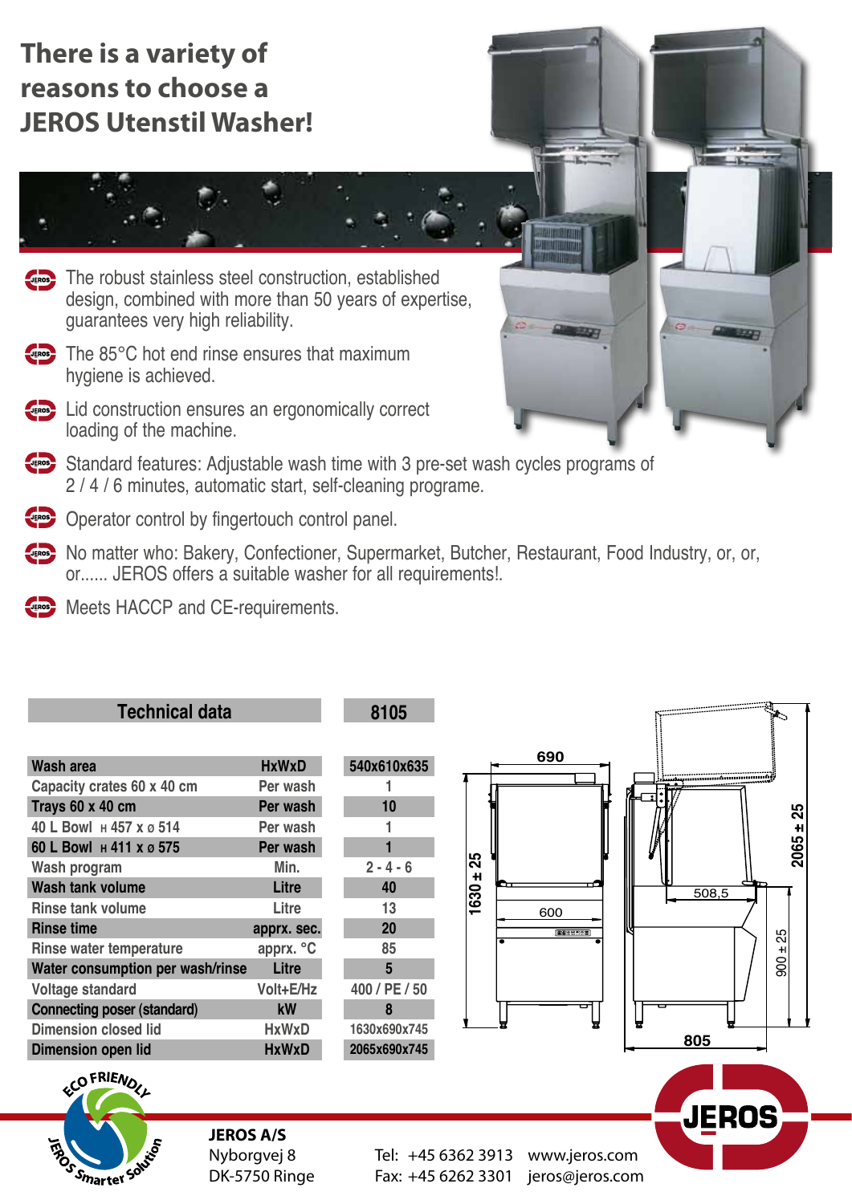# There is a variety of reasons to choose a JEROS Utenstil Washer!

- The robust stainless steel construction, established design, combined with more than 50 years of expertise, guarantees very high reliability.
- The 85°C hot end rinse ensures that maximum hygiene is achieved.
- Lid construction ensures an ergonomically correct loading of the machine.
- Standard features: Adjustable wash time with 3 pre-set wash cycles programs of 2 / 4 / 6 minutes, automatic start, self-cleaning programe.
- Operator control by fingertouch control panel.
- No matter who: Bakery, Confectioner, Supermarket, Butcher, Restaurant, Food Industry, or, or, or...... JEROS offers a suitable washer for all requirements!.
- Meets HACCP and CE-requirements.

| Technical data | | 8105 |
|---|---|---|
| Wash area | HxWxD | 540x610x635 |
| Capacity crates 60 x 40 cm | Per wash | 1 |
| Trays 60 x 40 cm | Per wash | 10 |
| 40 L Bowl H 457 x ø 514 | Per wash | 1 |
| 60 L Bowl H 411 x ø 575 | Per wash | 1 |
| Wash program | Min. | 2 - 4 - 6 |
| Wash tank volume | Litre | 40 |
| Rinse tank volume | Litre | 13 |
| Rinse time | apprx. sec. | 20 |
| Rinse water temperature | apprx. °C | 85 |
| Water consumption per wash/rinse | Litre | 5 |
| Voltage standard | Volt+E/Hz | 400 / PE / 50 |
| Connecting poser (standard) | kW | 8 |
| Dimension closed lid | HxWxD | 1630x690x745 |
| Dimension open lid | HxWxD | 2065x690x745 |

690
1630 ± 25
600
508,5
2065 ± 25
900 ± 25
805

ECO FRIENDLY
JEROS Smarter Solution

**JEROS A/S**
Nyborgvej 8
DK-5750 Ringe

Tel: +45 6362 3913
Fax: +45 6262 3301

www.jeros.com
jeros@jeros.com

JEROS